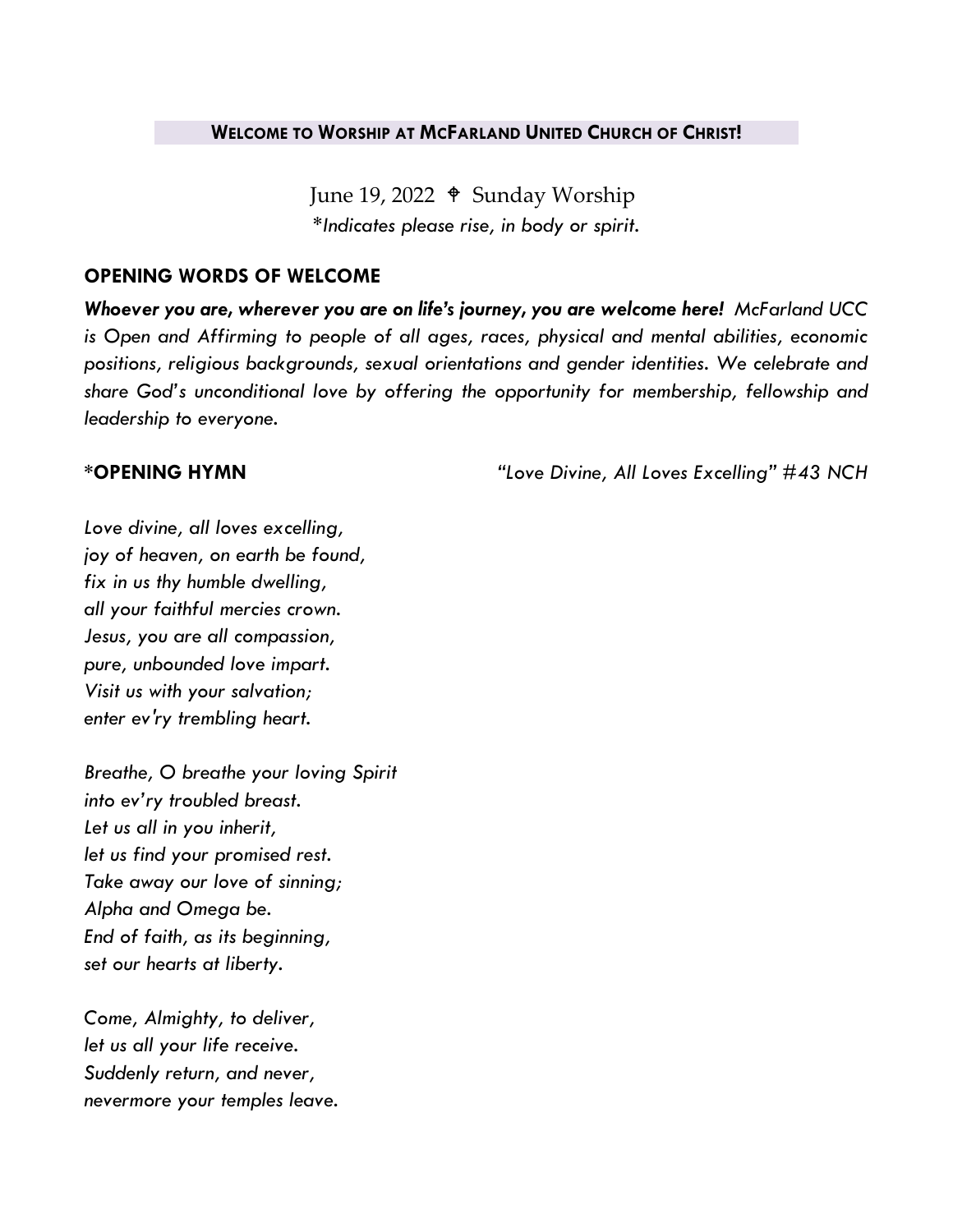## WELCOME TO WORSHIP AT MCFARLAND UNITED CHURCH OF CHRIST!

June 19, 2022 ✟ Sunday Worship

*\*Indicates please rise, in body or spirit.*

### OPENING WORDS OF WELCOME

***Whoever you are, wherever you are on life's journey, you are welcome here!*** *McFarland UCC is Open and Affirming to people of all ages, races, physical and mental abilities, economic positions, religious backgrounds, sexual orientations and gender identities. We celebrate and share God's unconditional love by offering the opportunity for membership, fellowship and leadership to everyone.*

### *OPENING HYMN *"Love Divine, All Loves Excelling" #43 NCH*

*Love divine, all loves excelling,*
*joy of heaven, on earth be found,*
*fix in us thy humble dwelling,*
*all your faithful mercies crown.*
*Jesus, you are all compassion,*
*pure, unbounded love impart.*
*Visit us with your salvation;*
*enter ev'ry trembling heart.*

*Breathe, O breathe your loving Spirit*
*into ev'ry troubled breast.*
*Let us all in you inherit,*
*let us find your promised rest.*
*Take away our love of sinning;*
*Alpha and Omega be.*
*End of faith, as its beginning,*
*set our hearts at liberty.*

*Come, Almighty, to deliver,*
*let us all your life receive.*
*Suddenly return, and never,*
*nevermore your temples leave.*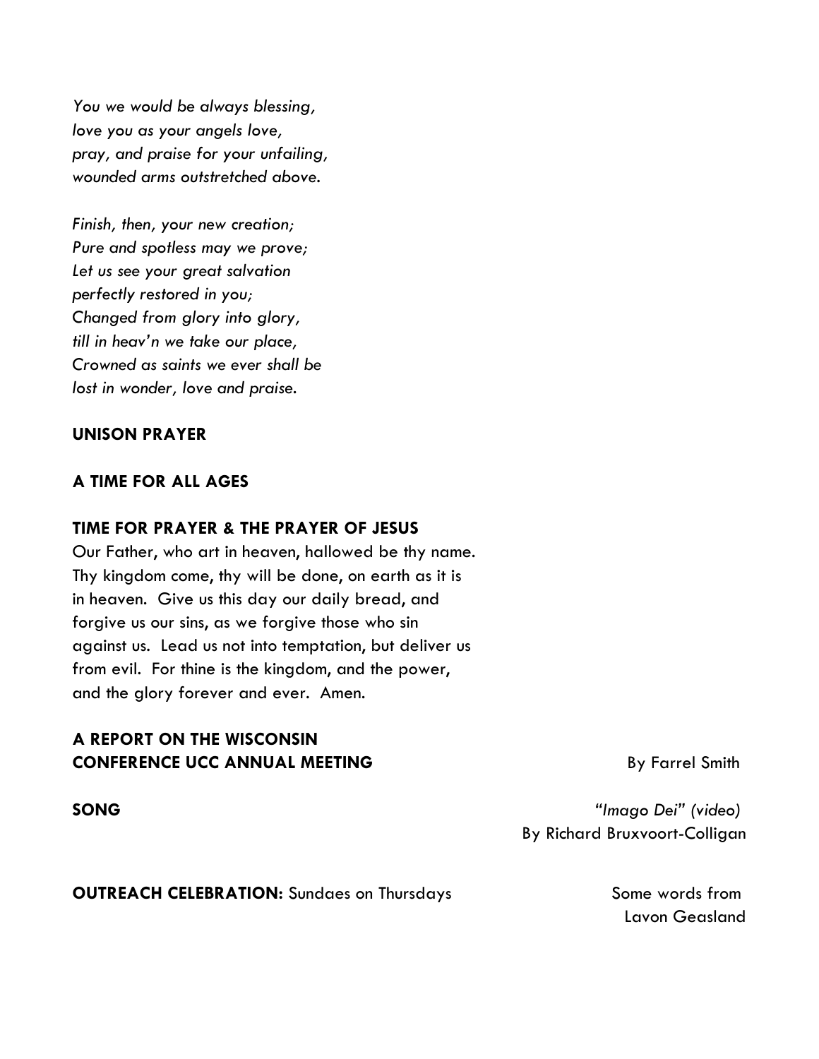*You we would be always blessing,*
*love you as your angels love,*
*pray, and praise for your unfailing,*
*wounded arms outstretched above.*

*Finish, then, your new creation;*
*Pure and spotless may we prove;*
*Let us see your great salvation*
*perfectly restored in you;*
*Changed from glory into glory,*
*till in heav'n we take our place,*
*Crowned as saints we ever shall be*
*lost in wonder, love and praise.*

**UNISON PRAYER**

**A TIME FOR ALL AGES**

**TIME FOR PRAYER & THE PRAYER OF JESUS**

Our Father, who art in heaven, hallowed be thy name. Thy kingdom come, thy will be done, on earth as it is in heaven. Give us this day our daily bread, and forgive us our sins, as we forgive those who sin against us. Lead us not into temptation, but deliver us from evil. For thine is the kingdom, and the power, and the glory forever and ever. Amen.

**A REPORT ON THE WISCONSIN CONFERENCE UCC ANNUAL MEETING** By Farrel Smith

**SONG** *"Imago Dei" (video)* By Richard Bruxvoort-Colligan

**OUTREACH CELEBRATION:** Sundaes on Thursdays Some words from Lavon Geasland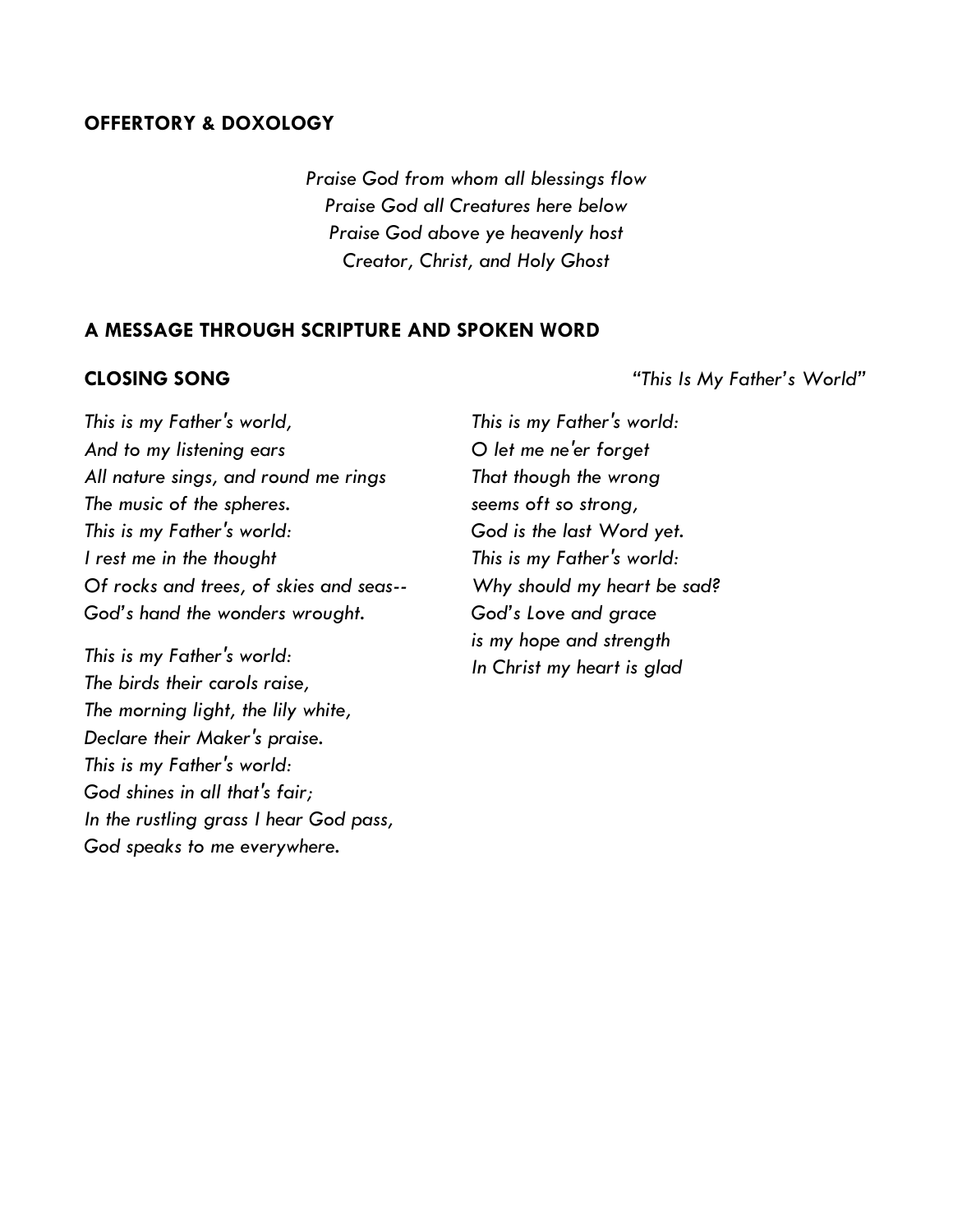## OFFERTORY & DOXOLOGY

*Praise God from whom all blessings flow*
*Praise God all Creatures here below*
*Praise God above ye heavenly host*
*Creator, Christ, and Holy Ghost*

## A MESSAGE THROUGH SCRIPTURE AND SPOKEN WORD

## CLOSING SONG *"This Is My Father's World"*

*This is my Father's world,*
*And to my listening ears*
*All nature sings, and round me rings*
*The music of the spheres.*
*This is my Father's world:*
*I rest me in the thought*
*Of rocks and trees, of skies and seas--*
*God's hand the wonders wrought.*

*This is my Father's world:*
*The birds their carols raise,*
*The morning light, the lily white,*
*Declare their Maker's praise.*
*This is my Father's world:*
*God shines in all that's fair;*
*In the rustling grass I hear God pass,*
*God speaks to me everywhere.*

*This is my Father's world:*
*O let me ne'er forget*
*That though the wrong*
*seems oft so strong,*
*God is the last Word yet.*
*This is my Father's world:*
*Why should my heart be sad?*
*God's Love and grace*
*is my hope and strength*
*In Christ my heart is glad*